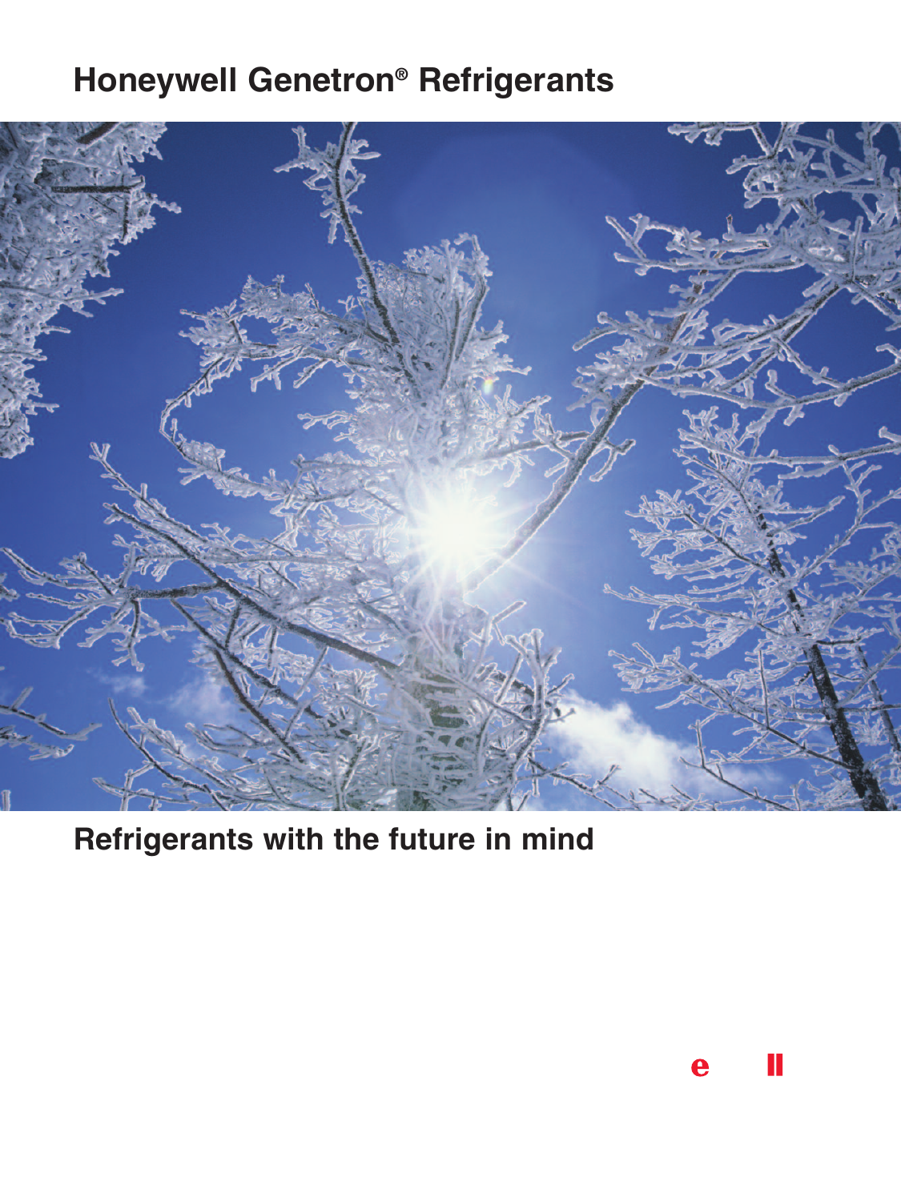# Honeywell Genetron® Refrigerants

## Refrigerants with the future in mind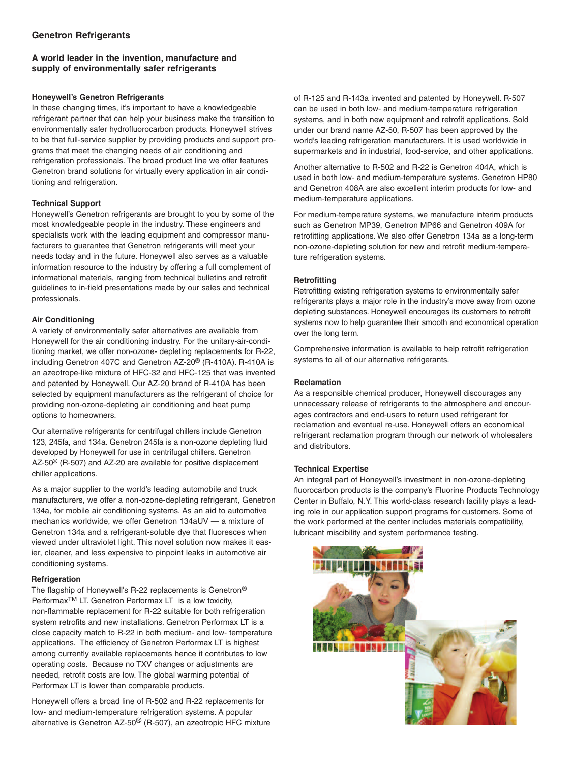## Genetron Refrigerants

### A world leader in the invention, manufacture and supply of environmentally safer refrigerants

#### Honeywell's Genetron Refrigerants

In these changing times, it's important to have a knowledgeable refrigerant partner that can help your business make the transition to environmentally safer hydrofluorocarbon products. Honeywell strives to be that full-service supplier by providing products and support programs that meet the changing needs of air conditioning and refrigeration professionals. The broad product line we offer features Genetron brand solutions for virtually every application in air conditioning and refrigeration.

#### Technical Support

Honeywell's Genetron refrigerants are brought to you by some of the most knowledgeable people in the industry. These engineers and specialists work with the leading equipment and compressor manufacturers to guarantee that Genetron refrigerants will meet your needs today and in the future. Honeywell also serves as a valuable information resource to the industry by offering a full complement of informational materials, ranging from technical bulletins and retrofit guidelines to in-field presentations made by our sales and technical professionals.

#### Air Conditioning

A variety of environmentally safer alternatives are available from Honeywell for the air conditioning industry. For the unitary-air-conditioning market, we offer non-ozone- depleting replacements for R-22, including Genetron 407C and Genetron AZ-20® (R-410A). R-410A is an azeotrope-like mixture of HFC-32 and HFC-125 that was invented and patented by Honeywell. Our AZ-20 brand of R-410A has been selected by equipment manufacturers as the refrigerant of choice for providing non-ozone-depleting air conditioning and heat pump options to homeowners.

Our alternative refrigerants for centrifugal chillers include Genetron 123, 245fa, and 134a. Genetron 245fa is a non-ozone depleting fluid developed by Honeywell for use in centrifugal chillers. Genetron AZ-50® (R-507) and AZ-20 are available for positive displacement chiller applications.

As a major supplier to the world's leading automobile and truck manufacturers, we offer a non-ozone-depleting refrigerant, Genetron 134a, for mobile air conditioning systems. As an aid to automotive mechanics worldwide, we offer Genetron 134aUV — a mixture of Genetron 134a and a refrigerant-soluble dye that fluoresces when viewed under ultraviolet light. This novel solution now makes it easier, cleaner, and less expensive to pinpoint leaks in automotive air conditioning systems.

#### Refrigeration

The flagship of Honeywell's R-22 replacements is Genetron® Performax™ LT. Genetron Performax LT is a low toxicity, non-flammable replacement for R-22 suitable for both refrigeration system retrofits and new installations. Genetron Performax LT is a close capacity match to R-22 in both medium- and low- temperature applications. The efficiency of Genetron Performax LT is highest among currently available replacements hence it contributes to low operating costs. Because no TXV changes or adjustments are needed, retrofit costs are low. The global warming potential of Performax LT is lower than comparable products.

Honeywell offers a broad line of R-502 and R-22 replacements for low- and medium-temperature refrigeration systems. A popular alternative is Genetron AZ-50® (R-507), an azeotropic HFC mixture of R-125 and R-143a invented and patented by Honeywell. R-507 can be used in both low- and medium-temperature refrigeration systems, and in both new equipment and retrofit applications. Sold under our brand name AZ-50, R-507 has been approved by the world's leading refrigeration manufacturers. It is used worldwide in supermarkets and in industrial, food-service, and other applications.

Another alternative to R-502 and R-22 is Genetron 404A, which is used in both low- and medium-temperature systems. Genetron HP80 and Genetron 408A are also excellent interim products for low- and medium-temperature applications.

For medium-temperature systems, we manufacture interim products such as Genetron MP39, Genetron MP66 and Genetron 409A for retrofitting applications. We also offer Genetron 134a as a long-term non-ozone-depleting solution for new and retrofit medium-temperature refrigeration systems.

#### Retrofitting

Retrofitting existing refrigeration systems to environmentally safer refrigerants plays a major role in the industry's move away from ozone depleting substances. Honeywell encourages its customers to retrofit systems now to help guarantee their smooth and economical operation over the long term.

Comprehensive information is available to help retrofit refrigeration systems to all of our alternative refrigerants.

#### Reclamation

As a responsible chemical producer, Honeywell discourages any unnecessary release of refrigerants to the atmosphere and encourages contractors and end-users to return used refrigerant for reclamation and eventual re-use. Honeywell offers an economical refrigerant reclamation program through our network of wholesalers and distributors.

#### Technical Expertise

An integral part of Honeywell's investment in non-ozone-depleting fluorocarbon products is the company's Fluorine Products Technology Center in Buffalo, N.Y. This world-class research facility plays a leading role in our application support programs for customers. Some of the work performed at the center includes materials compatibility, lubricant miscibility and system performance testing.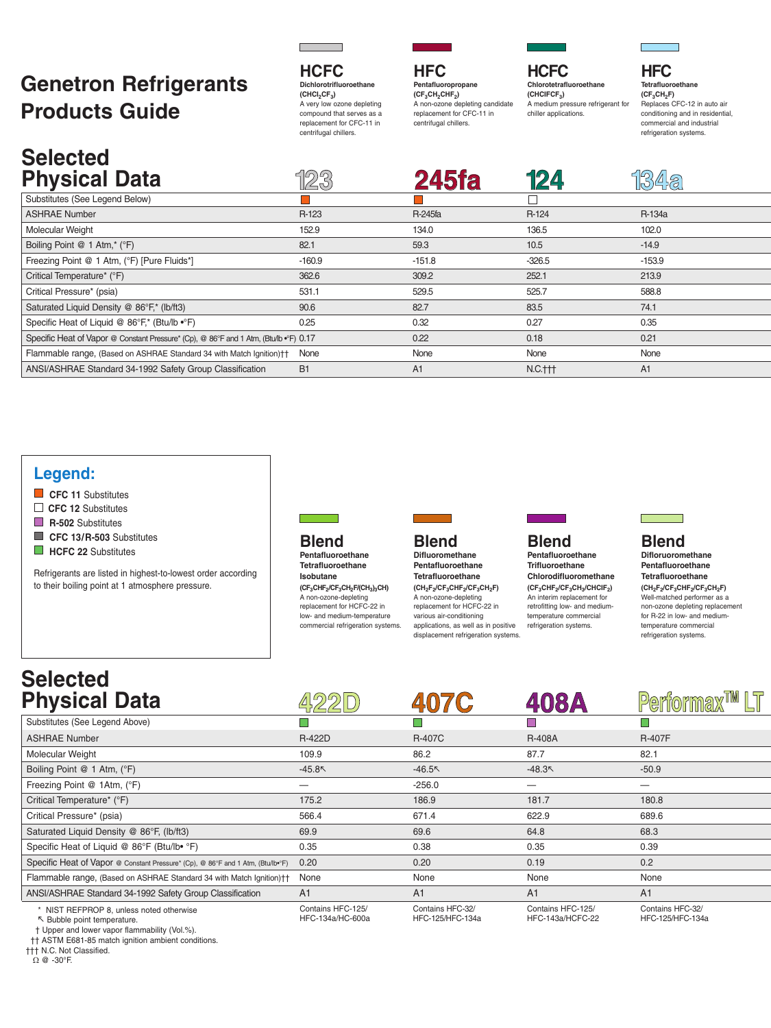# Genetron Refrigerants Products Guide

**HCFC**
**Dichlorotrifluoroethane**
**($CHCl_2CF_3$)**
A very low ozone depleting compound that serves as a replacement for CFC-11 in centrifugal chillers.

**HFC**
**Pentafluoropropane**
**($CF_3CH_2CHF_2$)**
A non-ozone depleting candidate replacement for CFC-11 in centrifugal chillers.

**HCFC**
**Chlorotetrafluoroethane**
**($CHClFCF_3$)**
A medium pressure refrigerant for chiller applications.

**HFC**
**Tetrafluoroethane**
**($CF_3CH_2F$)**
Replaces CFC-12 in auto air conditioning and in residential, commercial and industrial refrigeration systems.

## Selected Physical Data

| | 123 | 245fa | 124 | 134a |
|---|---|---|---|---|
| Substitutes (See Legend Below) | CFC 11 | CFC 11 | CFC 12 | |
| ASHRAE Number | R-123 | R-245fa | R-124 | R-134a |
| Molecular Weight | 152.9 | 134.0 | 136.5 | 102.0 |
| Boiling Point @ 1 Atm,* (°F) | 82.1 | 59.3 | 10.5 | -14.9 |
| Freezing Point @ 1 Atm, (°F) [Pure Fluids*] | -160.9 | -151.8 | -326.5 | -153.9 |
| Critical Temperature* (°F) | 362.6 | 309.2 | 252.1 | 213.9 |
| Critical Pressure* (psia) | 531.1 | 529.5 | 525.7 | 588.8 |
| Saturated Liquid Density @ 86°F,* (lb/ft3) | 90.6 | 82.7 | 83.5 | 74.1 |
| Specific Heat of Liquid @ 86°F,* (Btu/lb •°F) | 0.25 | 0.32 | 0.27 | 0.35 |
| Specific Heat of Vapor @ Constant Pressure* (Cp), @ 86°F and 1 Atm, (Btu/lb •°F) | 0.17 | 0.22 | 0.18 | 0.21 |
| Flammable range, (Based on ASHRAE Standard 34 with Match Ignition)†† | None | None | None | None |
| ANSI/ASHRAE Standard 34-1992 Safety Group Classification | B1 | A1 | N.C.††† | A1 |

## Legend:

- CFC 11 Substitutes
- CFC 12 Substitutes
- R-502 Substitutes
- CFC 13/R-503 Substitutes
- HCFC 22 Substitutes

Refrigerants are listed in highest-to-lowest order according to their boiling point at 1 atmosphere pressure.

**Blend**
**Pentafluoroethane**
**Tetrafluoroethane**
**Isobutane**
**($CF_3CHF_2/CF_3CH_2F/(CH_3)_3CH$)**
A non-ozone-depleting replacement for HCFC-22 in low- and medium-temperature commercial refrigeration systems.

**Blend**
**Difluoromethane**
**Pentafluoroethane**
**Tetrafluoroethane**
**($CH_2F_2/CF_3CHF_2/CF_3CH_2F$)**
A non-ozone-depleting replacement for HCFC-22 in various air-conditioning applications, as well as in positive displacement refrigeration systems.

**Blend**
**Pentafluoroethane**
**Trifluoroethane**
**Chlorodifluoromethane**
**($CF_3CHF_2/CF_3CH_3/CHClF_2$)**
An interim replacement for retrofitting low- and medium-temperature commercial refrigeration systems.

**Blend**
**Difloruoromethane**
**Pentafluoroethane**
**Tetrafluoroethane**
**($CH_2F_2/CF_3CHF_2/CF_3CH_2F$)**
Well-matched performer as a non-ozone depleting replacement for R-22 in low- and medium-temperature commercial refrigeration systems.

## Selected Physical Data

| | 422D | 407C | 408A | Performax™ LT |
|---|---|---|---|---|
| Substitutes (See Legend Above) | HCFC 22 | HCFC 22 | R-502 | HCFC 22 |
| ASHRAE Number | R-422D | R-407C | R-408A | R-407F |
| Molecular Weight | 109.9 | 86.2 | 87.7 | 82.1 |
| Boiling Point @ 1 Atm, (°F) | -45.8↖ | -46.5↖ | -48.3↖ | -50.9 |
| Freezing Point @ 1Atm, (°F) | — | -256.0 | — | — |
| Critical Temperature* (°F) | 175.2 | 186.9 | 181.7 | 180.8 |
| Critical Pressure* (psia) | 566.4 | 671.4 | 622.9 | 689.6 |
| Saturated Liquid Density @ 86°F, (lb/ft3) | 69.9 | 69.6 | 64.8 | 68.3 |
| Specific Heat of Liquid @ 86°F (Btu/lb• °F) | 0.35 | 0.38 | 0.35 | 0.39 |
| Specific Heat of Vapor @ Constant Pressure* (Cp), @ 86°F and 1 Atm, (Btu/lb•°F) | 0.20 | 0.20 | 0.19 | 0.2 |
| Flammable range, (Based on ASHRAE Standard 34 with Match Ignition)†† | None | None | None | None |
| ANSI/ASHRAE Standard 34-1992 Safety Group Classification | A1 | A1 | A1 | A1 |
| | Contains HFC-125/ HFC-134a/HC-600a | Contains HFC-32/ HFC-125/HFC-134a | Contains HFC-125/ HFC-143a/HCFC-22 | Contains HFC-32/ HFC-125/HFC-134a |

\* NIST REFPROP 8, unless noted otherwise
↖ Bubble point temperature.
† Upper and lower vapor flammability (Vol.%).
†† ASTM E681-85 match ignition ambient conditions.
††† N.C. Not Classified.
Ω @ -30°F.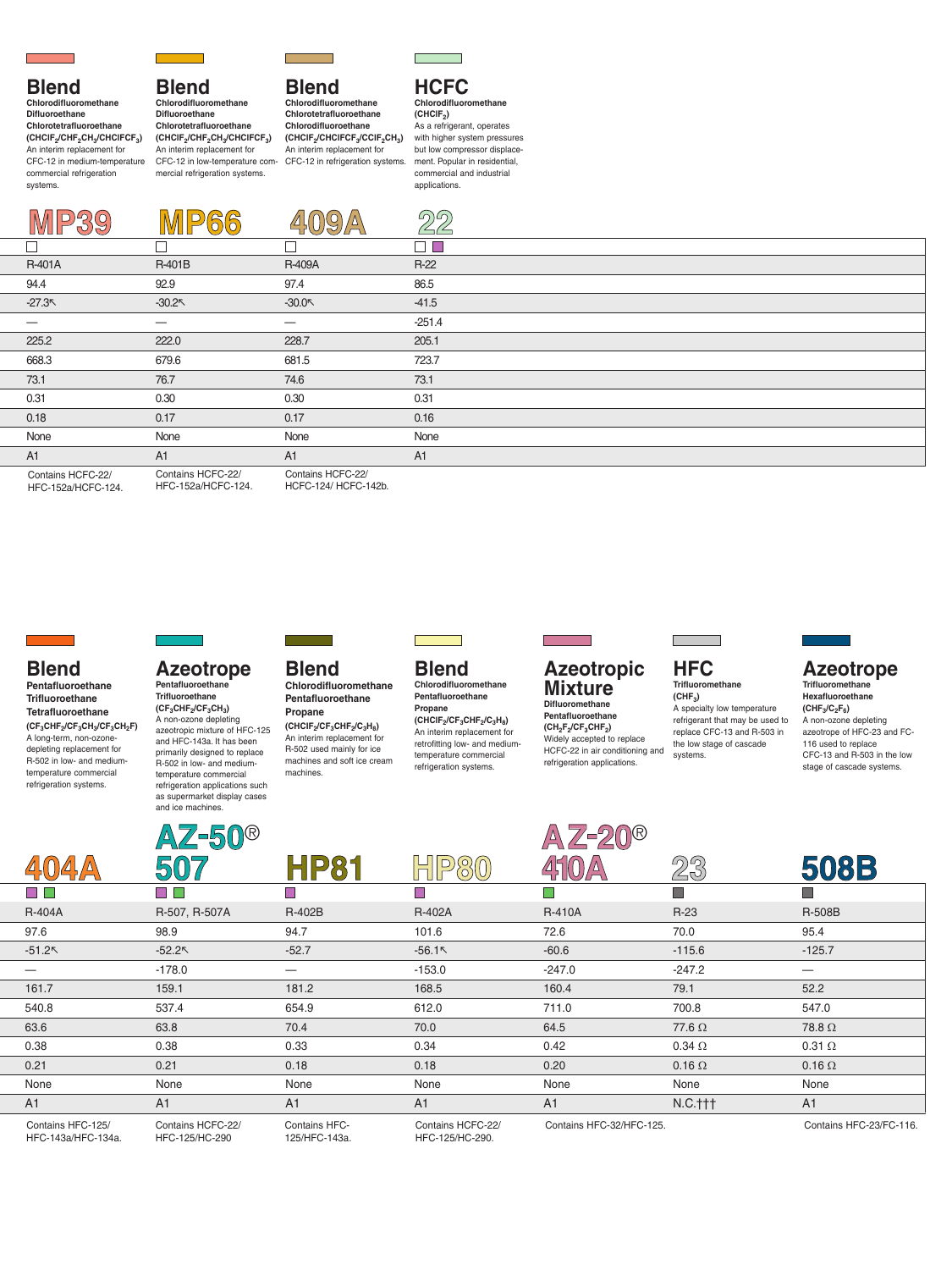## Blend
**Chlorodifluoromethane**
**Difluoroethane**
**Chlorotetrafluoroethane**
**($CHClF_2/CHF_2CH_3/CHClFCF_3$)**
An interim replacement for CFC-12 in medium-temperature commercial refrigeration systems.

## Blend
**Chlorodifluoromethane**
**Difluoroethane**
**Chlorotetrafluoroethane**
**($CHClF_2/CHF_2CH_3/CHClFCF_3$)**
An interim replacement for CFC-12 in low-temperature commercial refrigeration systems.

## Blend
**Chlorodifluoromethane**
**Chlorotetrafluoroethane**
**Chlorodifluoroethane**
**($CHClF_2/CHClFCF_3/CClF_2CH_3$)**
An interim replacement for CFC-12 in refrigeration systems.

## HCFC
**Chlorodifluoromethane**
**($CHClF_2$)**
As a refrigerant, operates with higher system pressures but low compressor displacement. Popular in residential, commercial and industrial applications.

| MP39 | MP66 | 409A | 22 |
|---|---|---|---|
| ☐ | ☐ | ☐ | ☐ ■ |
| R-401A | R-401B | R-409A | R-22 |
| 94.4 | 92.9 | 97.4 | 86.5 |
| -27.3↖ | -30.2↖ | -30.0↖ | -41.5 |
| — | — | — | -251.4 |
| 225.2 | 222.0 | 228.7 | 205.1 |
| 668.3 | 679.6 | 681.5 | 723.7 |
| 73.1 | 76.7 | 74.6 | 73.1 |
| 0.31 | 0.30 | 0.30 | 0.31 |
| 0.18 | 0.17 | 0.17 | 0.16 |
| None | None | None | None |
| A1 | A1 | A1 | A1 |
| Contains HCFC-22/ HFC-152a/HCFC-124. | Contains HCFC-22/ HFC-152a/HCFC-124. | Contains HCFC-22/ HCFC-124/ HCFC-142b. | |

## Blend
**Pentafluoroethane**
**Trifluoroethane**
**Tetrafluoroethane**
**($CF_3CHF_2/CF_3CH_3/CF_3CH_2F$)**
A long-term, non-ozone-depleting replacement for R-502 in low- and medium-temperature commercial refrigeration systems.

## Azeotrope
**Pentafluoroethane**
**Trifluoroethane**
**($CF_3CHF_2/CF_3CH_3$)**
A non-ozone depleting azeotropic mixture of HFC-125 and HFC-143a. It has been primarily designed to replace R-502 in low- and medium-temperature commercial refrigeration applications such as supermarket display cases and ice machines.

## Blend
**Chlorodifluoromethane**
**Pentafluoroethane**
**Propane**
**($CHClF_2/CF_3CHF_2/C_3H_8$)**
An interim replacement for R-502 used mainly for ice machines and soft ice cream machines.

## Blend
**Chlorodifluoromethane**
**Pentafluoroethane**
**Propane**
**($CHClF_2/CF_3CHF_2/C_3H_8$)**
An interim replacement for retrofitting low- and medium-temperature commercial refrigeration systems.

## Azeotropic Mixture
**Difluoromethane**
**Pentafluoroethane**
**($CH_2F_2/CF_3CHF_2$)**
Widely accepted to replace HCFC-22 in air conditioning and refrigeration applications.

## HFC
**Trifluoromethane**
**($CHF_3$)**
A specialty low temperature refrigerant that may be used to replace CFC-13 and R-503 in the low stage of cascade systems.

## Azeotrope
**Trifluoromethane**
**Hexafluoroethane**
**($CHF_3/C_2F_6$)**
A non-ozone depleting azeotrope of HFC-23 and FC-116 used to replace CFC-13 and R-503 in the low stage of cascade systems.

| 404A | AZ-50® 507 | HP81 | HP80 | AZ-20® 410A | 23 | 508B |
|---|---|---|---|---|---|---|
| ■ ■ | ■ ■ | ■ | ■ | ■ | ■ | ■ |
| R-404A | R-507, R-507A | R-402B | R-402A | R-410A | R-23 | R-508B |
| 97.6 | 98.9 | 94.7 | 101.6 | 72.6 | 70.0 | 95.4 |
| -51.2↖ | -52.2↖ | -52.7 | -56.1↖ | -60.6 | -115.6 | -125.7 |
| — | -178.0 | — | -153.0 | -247.0 | -247.2 | — |
| 161.7 | 159.1 | 181.2 | 168.5 | 160.4 | 79.1 | 52.2 |
| 540.8 | 537.4 | 654.9 | 612.0 | 711.0 | 700.8 | 547.0 |
| 63.6 | 63.8 | 70.4 | 70.0 | 64.5 | 77.6 Ω | 78.8 Ω |
| 0.38 | 0.38 | 0.33 | 0.34 | 0.42 | 0.34 Ω | 0.31 Ω |
| 0.21 | 0.21 | 0.18 | 0.18 | 0.20 | 0.16 Ω | 0.16 Ω |
| None | None | None | None | None | None | None |
| A1 | A1 | A1 | A1 | A1 | N.C.††† | A1 |
| Contains HFC-125/ HFC-143a/HFC-134a. | Contains HCFC-22/ HFC-125/HC-290 | Contains HFC-125/HFC-143a. | Contains HCFC-22/ HFC-125/HC-290. | Contains HFC-32/HFC-125. | | Contains HFC-23/FC-116. |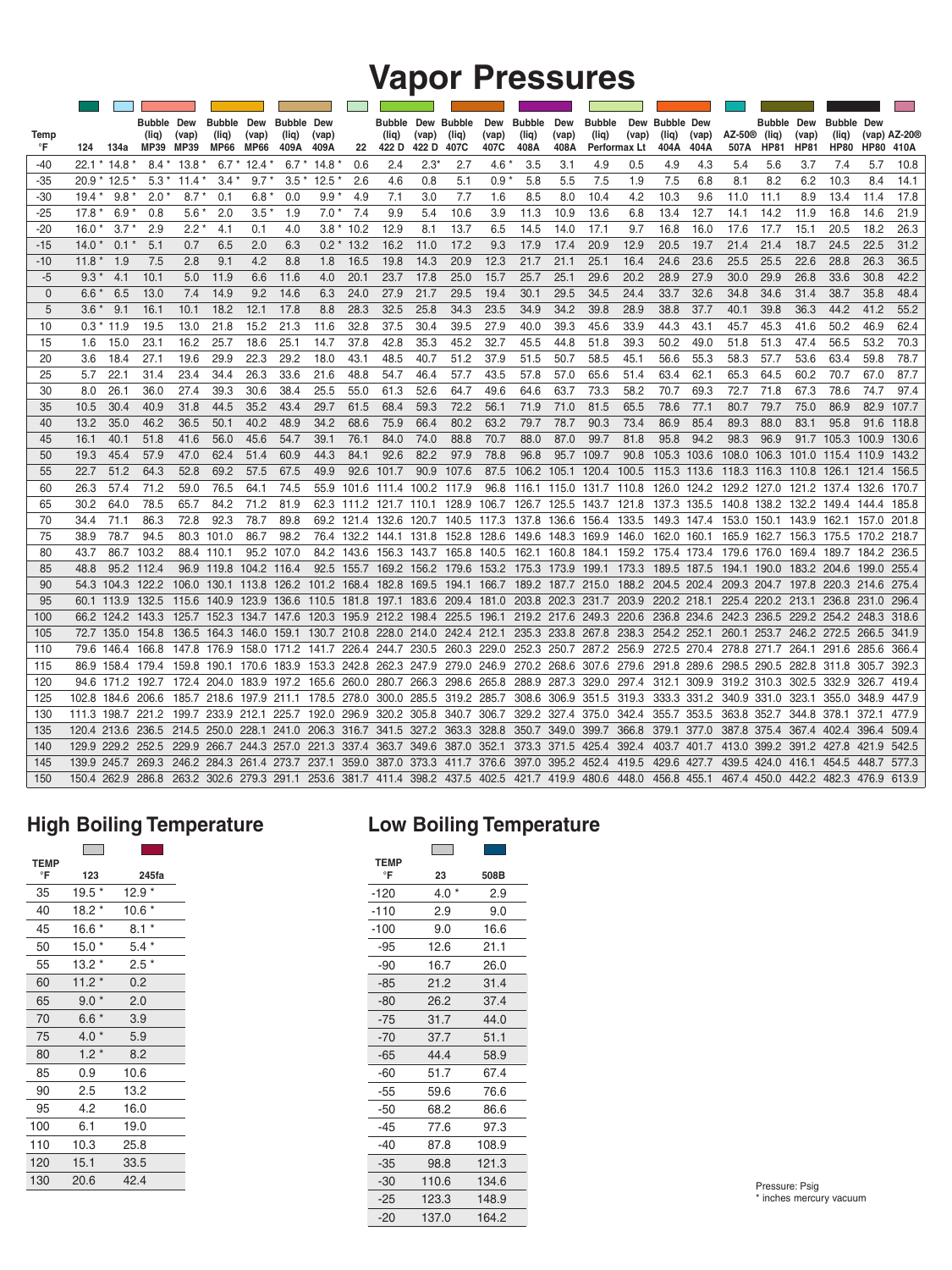# Vapor Pressures

| Temp °F | 124 | 134a | Bubble (liq) MP39 | Dew (vap) MP39 | Bubble (liq) MP66 | Dew (vap) MP66 | Bubble (liq) 409A | Dew (vap) 409A | 22 | Bubble (liq) 422 D | Dew (vap) 422 D | Bubble (liq) 407C | Dew (vap) 407C | Bubble (liq) 408A | Dew (vap) 408A | Bubble (liq) Performax Lt | Dew (vap) Performax Lt | Bubble (liq) 404A | Dew (vap) 404A | AZ-50® 507A | Bubble (liq) HP81 | Dew (vap) HP81 | Bubble (liq) HP80 | Dew (vap) HP80 | AZ-20® 410A |
|---|---|---|---|---|---|---|---|---|---|---|---|---|---|---|---|---|---|---|---|---|---|---|---|---|---|
| -40 | 22.1 * | 14.8 * | 8.4 * | 13.8 * | 6.7 * | 12.4 * | 6.7 * | 14.8 * | 0.6 | 2.4 | 2.3* | 2.7 | 4.6 * | 3.5 | 3.1 | 4.9 | 0.5 | 4.9 | 4.3 | 5.4 | 5.6 | 3.7 | 7.4 | 5.7 | 10.8 |
| -35 | 20.9 * | 12.5 * | 5.3 * | 11.4 * | 3.4 * | 9.7 * | 3.5 * | 12.5 * | 2.6 | 4.6 | 0.8 | 5.1 | 0.9 * | 5.8 | 5.5 | 7.5 | 1.9 | 7.5 | 6.8 | 8.1 | 8.2 | 6.2 | 10.3 | 8.4 | 14.1 |
| -30 | 19.4 * | 9.8 * | 2.0 * | 8.7 * | 0.1 | 6.8 * | 0.0 | 9.9 * | 4.9 | 7.1 | 3.0 | 7.7 | 1.6 | 8.5 | 8.0 | 10.4 | 4.2 | 10.3 | 9.6 | 11.0 | 11.1 | 8.9 | 13.4 | 11.4 | 17.8 |
| -25 | 17.8 * | 6.9 * | 0.8 | 5.6 * | 2.0 | 3.5 * | 1.9 | 7.0 * | 7.4 | 9.9 | 5.4 | 10.6 | 3.9 | 11.3 | 10.9 | 13.6 | 6.8 | 13.4 | 12.7 | 14.1 | 14.2 | 11.9 | 16.8 | 14.6 | 21.9 |
| -20 | 16.0 * | 3.7 * | 2.9 | 2.2 * | 4.1 | 0.1 | 4.0 | 3.8 * | 10.2 | 12.9 | 8.1 | 13.7 | 6.5 | 14.5 | 14.0 | 17.1 | 9.7 | 16.8 | 16.0 | 17.6 | 17.7 | 15.1 | 20.5 | 18.2 | 26.3 |
| -15 | 14.0 * | 0.1 * | 5.1 | 0.7 | 6.5 | 2.0 | 6.3 | 0.2 * | 13.2 | 16.2 | 11.0 | 17.2 | 9.3 | 17.9 | 17.4 | 20.9 | 12.9 | 20.5 | 19.7 | 21.4 | 21.4 | 18.7 | 24.5 | 22.5 | 31.2 |
| -10 | 11.8 * | 1.9 | 7.5 | 2.8 | 9.1 | 4.2 | 8.8 | 1.8 | 16.5 | 19.8 | 14.3 | 20.9 | 12.3 | 21.7 | 21.1 | 25.1 | 16.4 | 24.6 | 23.6 | 25.5 | 25.5 | 22.6 | 28.8 | 26.3 | 36.5 |
| -5 | 9.3 * | 4.1 | 10.1 | 5.0 | 11.9 | 6.6 | 11.6 | 4.0 | 20.1 | 23.7 | 17.8 | 25.0 | 15.7 | 25.7 | 25.1 | 29.6 | 20.2 | 28.9 | 27.9 | 30.0 | 29.9 | 26.8 | 33.6 | 30.8 | 42.2 |
| 0 | 6.6 * | 6.5 | 13.0 | 7.4 | 14.9 | 9.2 | 14.6 | 6.3 | 24.0 | 27.9 | 21.7 | 29.5 | 19.4 | 30.1 | 29.5 | 34.5 | 24.4 | 33.7 | 32.6 | 34.8 | 34.6 | 31.4 | 38.7 | 35.8 | 48.4 |
| 5 | 3.6 * | 9.1 | 16.1 | 10.1 | 18.2 | 12.1 | 17.8 | 8.8 | 28.3 | 32.5 | 25.8 | 34.3 | 23.5 | 34.9 | 34.2 | 39.8 | 28.9 | 38.8 | 37.7 | 40.1 | 39.8 | 36.3 | 44.2 | 41.2 | 55.2 |
| 10 | 0.3 * | 11.9 | 19.5 | 13.0 | 21.8 | 15.2 | 21.3 | 11.6 | 32.8 | 37.5 | 30.4 | 39.5 | 27.9 | 40.0 | 39.3 | 45.6 | 33.9 | 44.3 | 43.1 | 45.7 | 45.3 | 41.6 | 50.2 | 46.9 | 62.4 |
| 15 | 1.6 | 15.0 | 23.1 | 16.2 | 25.7 | 18.6 | 25.1 | 14.7 | 37.8 | 42.8 | 35.3 | 45.2 | 32.7 | 45.5 | 44.8 | 51.8 | 39.3 | 50.2 | 49.0 | 51.8 | 51.3 | 47.4 | 56.5 | 53.2 | 70.3 |
| 20 | 3.6 | 18.4 | 27.1 | 19.6 | 29.9 | 22.3 | 29.2 | 18.0 | 43.1 | 48.5 | 40.7 | 51.2 | 37.9 | 51.5 | 50.7 | 58.5 | 45.1 | 56.6 | 55.3 | 58.3 | 57.7 | 53.6 | 63.4 | 59.8 | 78.7 |
| 25 | 5.7 | 22.1 | 31.4 | 23.4 | 34.4 | 26.3 | 33.6 | 21.6 | 48.8 | 54.7 | 46.4 | 57.7 | 43.5 | 57.8 | 57.0 | 65.6 | 51.4 | 63.4 | 62.1 | 65.3 | 64.5 | 60.2 | 70.7 | 67.0 | 87.7 |
| 30 | 8.0 | 26.1 | 36.0 | 27.4 | 39.3 | 30.6 | 38.4 | 25.5 | 55.0 | 61.3 | 52.6 | 64.7 | 49.6 | 64.6 | 63.7 | 73.3 | 58.2 | 70.7 | 69.3 | 72.7 | 71.8 | 67.3 | 78.6 | 74.7 | 97.4 |
| 35 | 10.5 | 30.4 | 40.9 | 31.8 | 44.5 | 35.2 | 43.4 | 29.7 | 61.5 | 68.4 | 59.3 | 72.2 | 56.1 | 71.9 | 71.0 | 81.5 | 65.5 | 78.6 | 77.1 | 80.7 | 79.7 | 75.0 | 86.9 | 82.9 | 107.7 |
| 40 | 13.2 | 35.0 | 46.2 | 36.5 | 50.1 | 40.2 | 48.9 | 34.2 | 68.6 | 75.9 | 66.4 | 80.2 | 63.2 | 79.7 | 78.7 | 90.3 | 73.4 | 86.9 | 85.4 | 89.3 | 88.0 | 83.1 | 95.8 | 91.6 | 118.8 |
| 45 | 16.1 | 40.1 | 51.8 | 41.6 | 56.0 | 45.6 | 54.7 | 39.1 | 76.1 | 84.0 | 74.0 | 88.8 | 70.7 | 88.0 | 87.0 | 99.7 | 81.8 | 95.8 | 94.2 | 98.3 | 96.9 | 91.7 | 105.3 | 100.9 | 130.6 |
| 50 | 19.3 | 45.4 | 57.9 | 47.0 | 62.4 | 51.4 | 60.9 | 44.3 | 84.1 | 92.6 | 82.2 | 97.9 | 78.8 | 96.8 | 95.7 | 109.7 | 90.8 | 105.3 | 103.6 | 108.0 | 106.3 | 101.0 | 115.4 | 110.9 | 143.2 |
| 55 | 22.7 | 51.2 | 64.3 | 52.8 | 69.2 | 57.5 | 67.5 | 49.9 | 92.6 | 101.7 | 90.9 | 107.6 | 87.5 | 106.2 | 105.1 | 120.4 | 100.5 | 115.3 | 113.6 | 118.3 | 116.3 | 110.8 | 126.1 | 121.4 | 156.5 |
| 60 | 26.3 | 57.4 | 71.2 | 59.0 | 76.5 | 64.1 | 74.5 | 55.9 | 101.6 | 111.4 | 100.2 | 117.9 | 96.8 | 116.1 | 115.0 | 131.7 | 110.8 | 126.0 | 124.2 | 129.2 | 127.0 | 121.2 | 137.4 | 132.6 | 170.7 |
| 65 | 30.2 | 64.0 | 78.5 | 65.7 | 84.2 | 71.2 | 81.9 | 62.3 | 111.2 | 121.7 | 110.1 | 128.9 | 106.7 | 126.7 | 125.5 | 143.7 | 121.8 | 137.3 | 135.5 | 140.8 | 138.2 | 132.2 | 149.4 | 144.4 | 185.8 |
| 70 | 34.4 | 71.1 | 86.3 | 72.8 | 92.3 | 78.7 | 89.8 | 69.2 | 121.4 | 132.6 | 120.7 | 140.5 | 117.3 | 137.8 | 136.6 | 156.4 | 133.5 | 149.3 | 147.4 | 153.0 | 150.1 | 143.9 | 162.1 | 157.0 | 201.8 |
| 75 | 38.9 | 78.7 | 94.5 | 80.3 | 101.0 | 86.7 | 98.2 | 76.4 | 132.2 | 144.1 | 131.8 | 152.8 | 128.6 | 149.6 | 148.3 | 169.9 | 146.0 | 162.0 | 160.1 | 165.9 | 162.7 | 156.3 | 175.5 | 170.2 | 218.7 |
| 80 | 43.7 | 86.7 | 103.2 | 88.4 | 110.1 | 95.2 | 107.0 | 84.2 | 143.6 | 156.3 | 143.7 | 165.8 | 140.5 | 162.1 | 160.8 | 184.1 | 159.2 | 175.4 | 173.4 | 179.6 | 176.0 | 169.4 | 189.7 | 184.2 | 236.5 |
| 85 | 48.8 | 95.2 | 112.4 | 96.9 | 119.8 | 104.2 | 116.4 | 92.5 | 155.7 | 169.2 | 156.2 | 179.6 | 153.2 | 175.3 | 173.9 | 199.1 | 173.3 | 189.5 | 187.5 | 194.1 | 190.0 | 183.2 | 204.6 | 199.0 | 255.4 |
| 90 | 54.3 | 104.3 | 122.2 | 106.0 | 130.1 | 113.8 | 126.2 | 101.2 | 168.4 | 182.8 | 169.5 | 194.1 | 166.7 | 189.2 | 187.7 | 215.0 | 188.2 | 204.5 | 202.4 | 209.3 | 204.7 | 197.8 | 220.3 | 214.6 | 275.4 |
| 95 | 60.1 | 113.9 | 132.5 | 115.6 | 140.9 | 123.9 | 136.6 | 110.5 | 181.8 | 197.1 | 183.6 | 209.4 | 181.0 | 203.8 | 202.3 | 231.7 | 203.9 | 220.2 | 218.1 | 225.4 | 220.2 | 213.1 | 236.8 | 231.0 | 296.4 |
| 100 | 66.2 | 124.2 | 143.3 | 125.7 | 152.3 | 134.7 | 147.6 | 120.3 | 195.9 | 212.2 | 198.4 | 225.5 | 196.1 | 219.2 | 217.6 | 249.3 | 220.6 | 236.8 | 234.6 | 242.3 | 236.5 | 229.2 | 254.2 | 248.3 | 318.6 |
| 105 | 72.7 | 135.0 | 154.8 | 136.5 | 164.3 | 146.0 | 159.1 | 130.7 | 210.8 | 228.0 | 214.0 | 242.4 | 212.1 | 235.3 | 233.8 | 267.8 | 238.3 | 254.2 | 252.1 | 260.1 | 253.7 | 246.2 | 272.5 | 266.5 | 341.9 |
| 110 | 79.6 | 146.4 | 166.8 | 147.8 | 176.9 | 158.0 | 171.2 | 141.7 | 226.4 | 244.7 | 230.5 | 260.3 | 229.0 | 252.3 | 250.7 | 287.2 | 256.9 | 272.5 | 270.4 | 278.8 | 271.7 | 264.1 | 291.6 | 285.6 | 366.4 |
| 115 | 86.9 | 158.4 | 179.4 | 159.8 | 190.1 | 170.6 | 183.9 | 153.3 | 242.8 | 262.3 | 247.9 | 279.0 | 246.9 | 270.2 | 268.6 | 307.6 | 279.6 | 291.8 | 289.6 | 298.5 | 290.5 | 282.8 | 311.8 | 305.7 | 392.3 |
| 120 | 94.6 | 171.2 | 192.7 | 172.4 | 204.0 | 183.9 | 197.2 | 165.6 | 260.0 | 280.7 | 266.3 | 298.6 | 265.8 | 288.9 | 287.3 | 329.0 | 297.4 | 312.1 | 309.9 | 319.2 | 310.3 | 302.5 | 332.9 | 326.7 | 419.4 |
| 125 | 102.8 | 184.6 | 206.6 | 185.7 | 218.6 | 197.9 | 211.1 | 178.5 | 278.0 | 300.0 | 285.5 | 319.2 | 285.7 | 308.6 | 306.9 | 351.5 | 319.3 | 333.3 | 331.2 | 340.9 | 331.0 | 323.1 | 355.0 | 348.9 | 447.9 |
| 130 | 111.3 | 198.7 | 221.2 | 199.7 | 233.9 | 212.1 | 225.7 | 192.0 | 296.9 | 320.2 | 305.8 | 340.7 | 306.7 | 329.2 | 327.4 | 375.0 | 342.4 | 355.7 | 353.5 | 363.8 | 352.7 | 344.8 | 378.1 | 372.1 | 477.9 |
| 135 | 120.4 | 213.6 | 236.5 | 214.5 | 250.0 | 228.1 | 241.0 | 206.3 | 316.7 | 341.5 | 327.2 | 363.3 | 328.8 | 350.7 | 349.0 | 399.7 | 366.8 | 379.1 | 377.0 | 387.8 | 375.4 | 367.4 | 402.4 | 396.4 | 509.4 |
| 140 | 129.9 | 229.2 | 252.5 | 229.9 | 266.7 | 244.3 | 257.0 | 221.3 | 337.4 | 363.7 | 349.6 | 387.0 | 352.1 | 373.3 | 371.5 | 425.4 | 392.4 | 403.7 | 401.7 | 413.0 | 399.2 | 391.2 | 427.8 | 421.9 | 542.5 |
| 145 | 139.9 | 245.7 | 269.3 | 246.2 | 284.3 | 261.4 | 273.7 | 237.1 | 359.0 | 387.0 | 373.3 | 411.7 | 376.6 | 397.0 | 395.2 | 452.4 | 419.5 | 429.6 | 427.7 | 439.5 | 424.0 | 416.1 | 454.5 | 448.7 | 577.3 |
| 150 | 150.4 | 262.9 | 286.8 | 263.2 | 302.6 | 279.3 | 291.1 | 253.6 | 381.7 | 411.4 | 398.2 | 437.5 | 402.5 | 421.7 | 419.9 | 480.6 | 448.0 | 456.8 | 455.1 | 467.4 | 450.0 | 442.2 | 482.3 | 476.9 | 613.9 |

## High Boiling Temperature

| TEMP °F | 123 | 245fa |
|---|---|---|
| 35 | 19.5 * | 12.9 * |
| 40 | 18.2 * | 10.6 * |
| 45 | 16.6 * | 8.1 * |
| 50 | 15.0 * | 5.4 * |
| 55 | 13.2 * | 2.5 * |
| 60 | 11.2 * | 0.2 |
| 65 | 9.0 * | 2.0 |
| 70 | 6.6 * | 3.9 |
| 75 | 4.0 * | 5.9 |
| 80 | 1.2 * | 8.2 |
| 85 | 0.9 | 10.6 |
| 90 | 2.5 | 13.2 |
| 95 | 4.2 | 16.0 |
| 100 | 6.1 | 19.0 |
| 110 | 10.3 | 25.8 |
| 120 | 15.1 | 33.5 |
| 130 | 20.6 | 42.4 |

## Low Boiling Temperature

| TEMP °F | 23 | 508B |
|---|---|---|
| -120 | 4.0 * | 2.9 |
| -110 | 2.9 | 9.0 |
| -100 | 9.0 | 16.6 |
| -95 | 12.6 | 21.1 |
| -90 | 16.7 | 26.0 |
| -85 | 21.2 | 31.4 |
| -80 | 26.2 | 37.4 |
| -75 | 31.7 | 44.0 |
| -70 | 37.7 | 51.1 |
| -65 | 44.4 | 58.9 |
| -60 | 51.7 | 67.4 |
| -55 | 59.6 | 76.6 |
| -50 | 68.2 | 86.6 |
| -45 | 77.6 | 97.3 |
| -40 | 87.8 | 108.9 |
| -35 | 98.8 | 121.3 |
| -30 | 110.6 | 134.6 |
| -25 | 123.3 | 148.9 |
| -20 | 137.0 | 164.2 |

Pressure: Psig
* inches mercury vacuum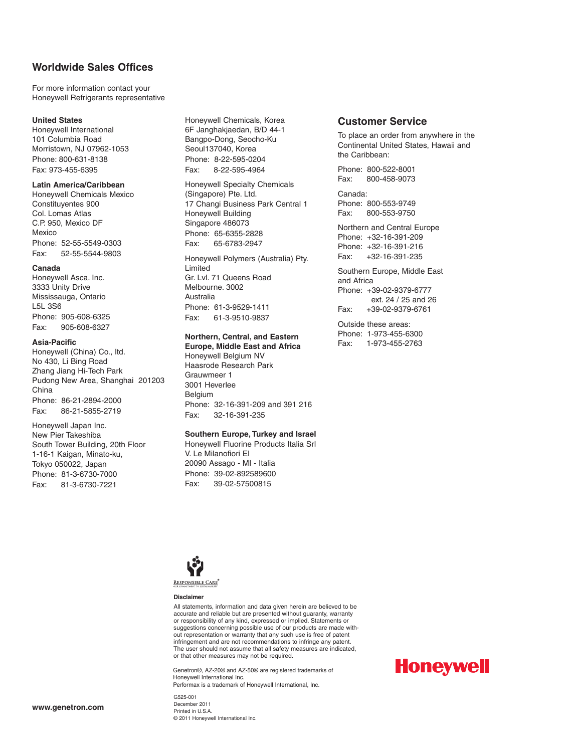## Worldwide Sales Offices

For more information contact your Honeywell Refrigerants representative

**United States**
Honeywell International
101 Columbia Road
Morristown, NJ 07962-1053
Phone: 800-631-8138
Fax: 973-455-6395

**Latin America/Caribbean**
Honeywell Chemicals Mexico
Constituyentes 900
Col. Lomas Atlas
C.P. 950, Mexico DF
Mexico
Phone: 52-55-5549-0303
Fax: 52-55-5544-9803

**Canada**
Honeywell Asca. Inc.
3333 Unity Drive
Mississauga, Ontario
L5L 3S6
Phone: 905-608-6325
Fax: 905-608-6327

**Asia-Pacific**
Honeywell (China) Co., ltd.
No 430, Li Bing Road
Zhang Jiang Hi-Tech Park
Pudong New Area, Shanghai 201203
China
Phone: 86-21-2894-2000
Fax: 86-21-5855-2719

Honeywell Japan Inc.
New Pier Takeshiba
South Tower Building, 20th Floor
1-16-1 Kaigan, Minato-ku,
Tokyo 050022, Japan
Phone: 81-3-6730-7000
Fax: 81-3-6730-7221

Honeywell Chemicals, Korea
6F Janghakjaedan, B/D 44-1
Bangpo-Dong, Seocho-Ku
Seoul137040, Korea
Phone: 8-22-595-0204
Fax: 8-22-595-4964

Honeywell Specialty Chemicals (Singapore) Pte. Ltd.
17 Changi Business Park Central 1
Honeywell Building
Singapore 486073
Phone: 65-6355-2828
Fax: 65-6783-2947

Honeywell Polymers (Australia) Pty. Limited
Gr. Lvl. 71 Queens Road
Melbourne. 3002
Australia
Phone: 61-3-9529-1411
Fax: 61-3-9510-9837

**Northern, Central, and Eastern Europe, Middle East and Africa**
Honeywell Belgium NV
Haasrode Research Park
Grauwmeer 1
3001 Heverlee
Belgium
Phone: 32-16-391-209 and 391 216
Fax: 32-16-391-235

**Southern Europe, Turkey and Israel**
Honeywell Fluorine Products Italia Srl
V. Le Milanofiori El
20090 Assago - MI - Italia
Phone: 39-02-892589600
Fax: 39-02-57500815

## Customer Service

To place an order from anywhere in the Continental United States, Hawaii and the Caribbean:

Phone: 800-522-8001
Fax: 800-458-9073

Canada:
Phone: 800-553-9749
Fax: 800-553-9750

Northern and Central Europe
Phone: +32-16-391-209
Phone: +32-16-391-216
Fax: +32-16-391-235

Southern Europe, Middle East and Africa
Phone: +39-02-9379-6777
ext. 24 / 25 and 26
Fax: +39-02-9379-6761

Outside these areas:
Phone: 1-973-455-6300
Fax: 1-973-455-2763

Responsible Care®

**Disclaimer**

All statements, information and data given herein are believed to be accurate and reliable but are presented without guaranty, warranty or responsibility of any kind, expressed or implied. Statements or suggestions concerning possible use of our products are made without representation or warranty that any such use is free of patent infringement and are not recommendations to infringe any patent. The user should not assume that all safety measures are indicated, or that other measures may not be required.

Genetron®, AZ-20® and AZ-50® are registered trademarks of Honeywell International Inc.
Performax is a trademark of Honeywell International, Inc.

**Honeywell**

**www.genetron.com**

G525-001
December 2011
Printed in U.S.A.
© 2011 Honeywell International Inc.